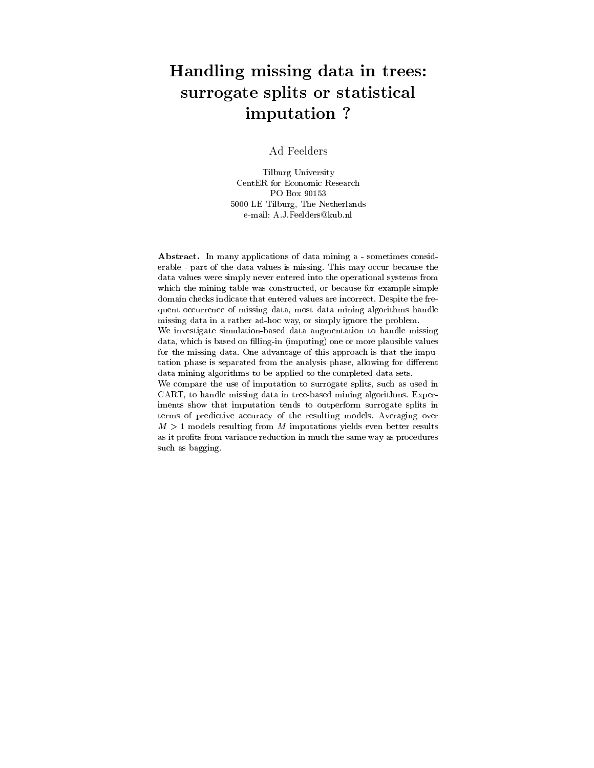# Handling missing data in trees: surrogate splits or statistical imputation ?

Ad Feelders

Tilburg University
CentER for Economic Research
PO Box 90153
5000 LE Tilburg, The Netherlands
e-mail: A.J.Feelders@kub.nl

**Abstract.** In many applications of data mining a - sometimes considerable - part of the data values is missing. This may occur because the data values were simply never entered into the operational systems from which the mining table was constructed, or because for example simple domain checks indicate that entered values are incorrect. Despite the frequent occurrence of missing data, most data mining algorithms handle missing data in a rather ad-hoc way, or simply ignore the problem.
We investigate simulation-based data augmentation to handle missing data, which is based on filling-in (imputing) one or more plausible values for the missing data. One advantage of this approach is that the imputation phase is separated from the analysis phase, allowing for different data mining algorithms to be applied to the completed data sets.
We compare the use of imputation to surrogate splits, such as used in CART, to handle missing data in tree-based mining algorithms. Experiments show that imputation tends to outperform surrogate splits in terms of predictive accuracy of the resulting models. Averaging over $M > 1$ models resulting from $M$ imputations yields even better results as it profits from variance reduction in much the same way as procedures such as bagging.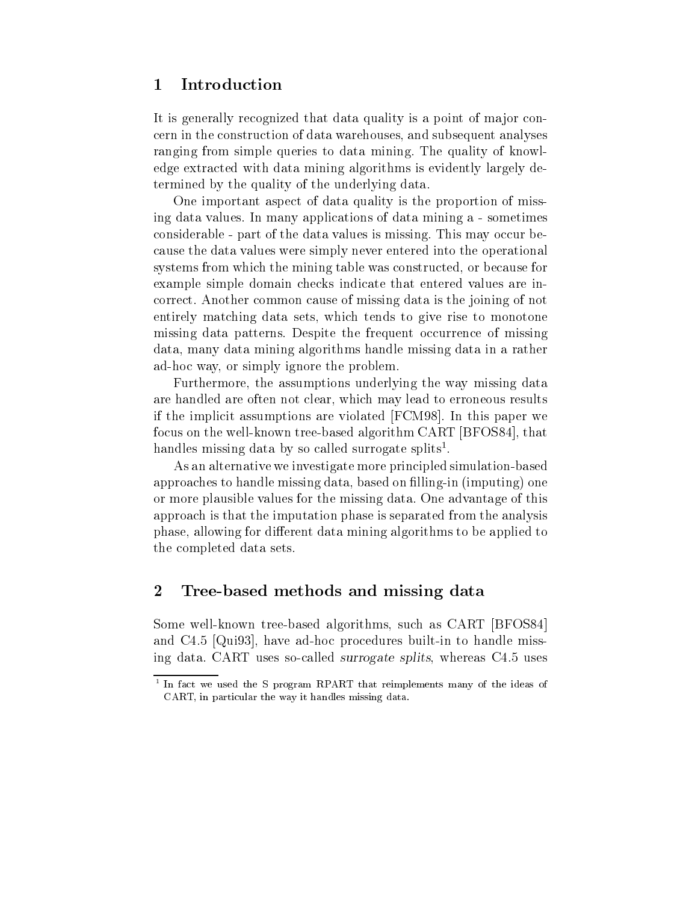# 1 Introduction

It is generally recognized that data quality is a point of major concern in the construction of data warehouses, and subsequent analyses ranging from simple queries to data mining. The quality of knowledge extracted with data mining algorithms is evidently largely determined by the quality of the underlying data.

One important aspect of data quality is the proportion of missing data values. In many applications of data mining a - sometimes considerable - part of the data values is missing. This may occur because the data values were simply never entered into the operational systems from which the mining table was constructed, or because for example simple domain checks indicate that entered values are incorrect. Another common cause of missing data is the joining of not entirely matching data sets, which tends to give rise to monotone missing data patterns. Despite the frequent occurrence of missing data, many data mining algorithms handle missing data in a rather ad-hoc way, or simply ignore the problem.

Furthermore, the assumptions underlying the way missing data are handled are often not clear, which may lead to erroneous results if the implicit assumptions are violated [FCM98]. In this paper we focus on the well-known tree-based algorithm CART [BFOS84], that handles missing data by so called surrogate splits[1].

As an alternative we investigate more principled simulation-based approaches to handle missing data, based on filling-in (imputing) one or more plausible values for the missing data. One advantage of this approach is that the imputation phase is separated from the analysis phase, allowing for different data mining algorithms to be applied to the completed data sets.

# 2 Tree-based methods and missing data

Some well-known tree-based algorithms, such as CART [BFOS84] and C4.5 [Qui93], have ad-hoc procedures built-in to handle missing data. CART uses so-called *surrogate splits*, whereas C4.5 uses

[1] In fact we used the S program RPART that reimplements many of the ideas of CART, in particular the way it handles missing data.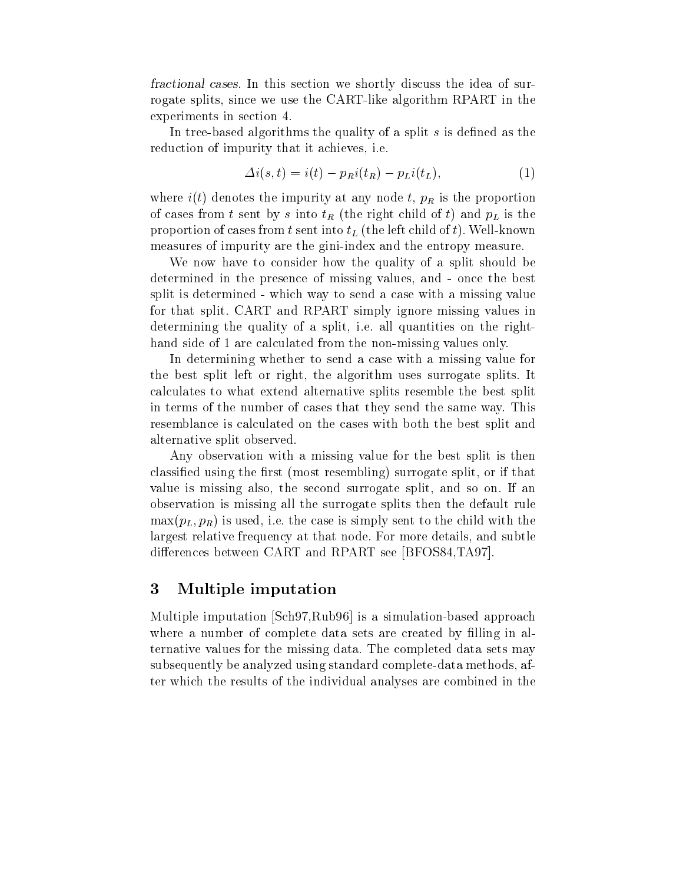*fractional cases*. In this section we shortly discuss the idea of surrogate splits, since we use the CART-like algorithm RPART in the experiments in section 4.

In tree-based algorithms the quality of a split $s$ is defined as the reduction of impurity that it achieves, i.e.

$$\Delta i(s,t) = i(t) - p_R i(t_R) - p_L i(t_L), \tag{1}$$

where $i(t)$ denotes the impurity at any node $t$, $p_R$ is the proportion of cases from $t$ sent by $s$ into $t_R$ (the right child of $t$) and $p_L$ is the proportion of cases from $t$ sent into $t_L$ (the left child of $t$). Well-known measures of impurity are the gini-index and the entropy measure.

We now have to consider how the quality of a split should be determined in the presence of missing values, and - once the best split is determined - which way to send a case with a missing value for that split. CART and RPART simply ignore missing values in determining the quality of a split, i.e. all quantities on the right-hand side of 1 are calculated from the non-missing values only.

In determining whether to send a case with a missing value for the best split left or right, the algorithm uses surrogate splits. It calculates to what extend alternative splits resemble the best split in terms of the number of cases that they send the same way. This resemblance is calculated on the cases with both the best split and alternative split observed.

Any observation with a missing value for the best split is then classified using the first (most resembling) surrogate split, or if that value is missing also, the second surrogate split, and so on. If an observation is missing all the surrogate splits then the default rule $\max(p_L, p_R)$ is used, i.e. the case is simply sent to the child with the largest relative frequency at that node. For more details, and subtle differences between CART and RPART see [BFOS84,TA97].

## 3 Multiple imputation

Multiple imputation [Sch97,Rub96] is a simulation-based approach where a number of complete data sets are created by filling in alternative values for the missing data. The completed data sets may subsequently be analyzed using standard complete-data methods, after which the results of the individual analyses are combined in the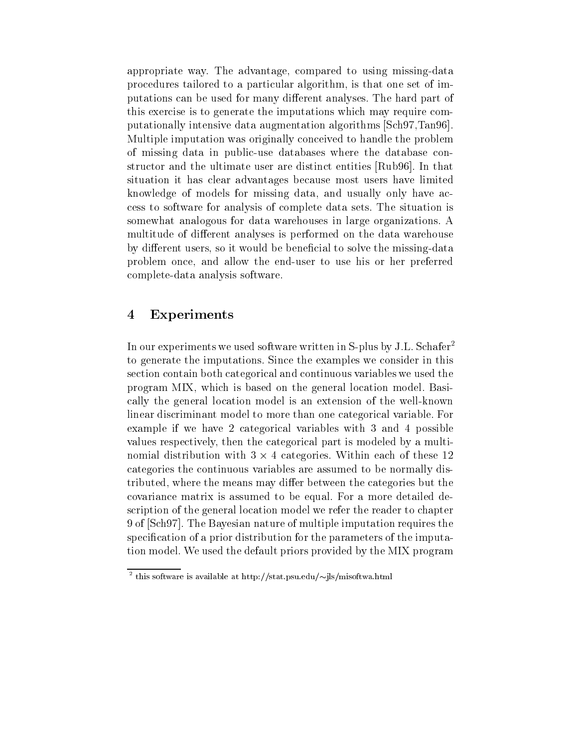appropriate way. The advantage, compared to using missing-data procedures tailored to a particular algorithm, is that one set of imputations can be used for many different analyses. The hard part of this exercise is to generate the imputations which may require computationally intensive data augmentation algorithms [Sch97,Tan96]. Multiple imputation was originally conceived to handle the problem of missing data in public-use databases where the database constructor and the ultimate user are distinct entities [Rub96]. In that situation it has clear advantages because most users have limited knowledge of models for missing data, and usually only have access to software for analysis of complete data sets. The situation is somewhat analogous for data warehouses in large organizations. A multitude of different analyses is performed on the data warehouse by different users, so it would be beneficial to solve the missing-data problem once, and allow the end-user to use his or her preferred complete-data analysis software.

## 4 Experiments

In our experiments we used software written in S-plus by J.L. Schafer[2] to generate the imputations. Since the examples we consider in this section contain both categorical and continuous variables we used the program MIX, which is based on the general location model. Basically the general location model is an extension of the well-known linear discriminant model to more than one categorical variable. For example if we have 2 categorical variables with 3 and 4 possible values respectively, then the categorical part is modeled by a multinomial distribution with $3 \times 4$ categories. Within each of these 12 categories the continuous variables are assumed to be normally distributed, where the means may differ between the categories but the covariance matrix is assumed to be equal. For a more detailed description of the general location model we refer the reader to chapter 9 of [Sch97]. The Bayesian nature of multiple imputation requires the specification of a prior distribution for the parameters of the imputation model. We used the default priors provided by the MIX program

[2] this software is available at http://stat.psu.edu/~jls/misoftwa.html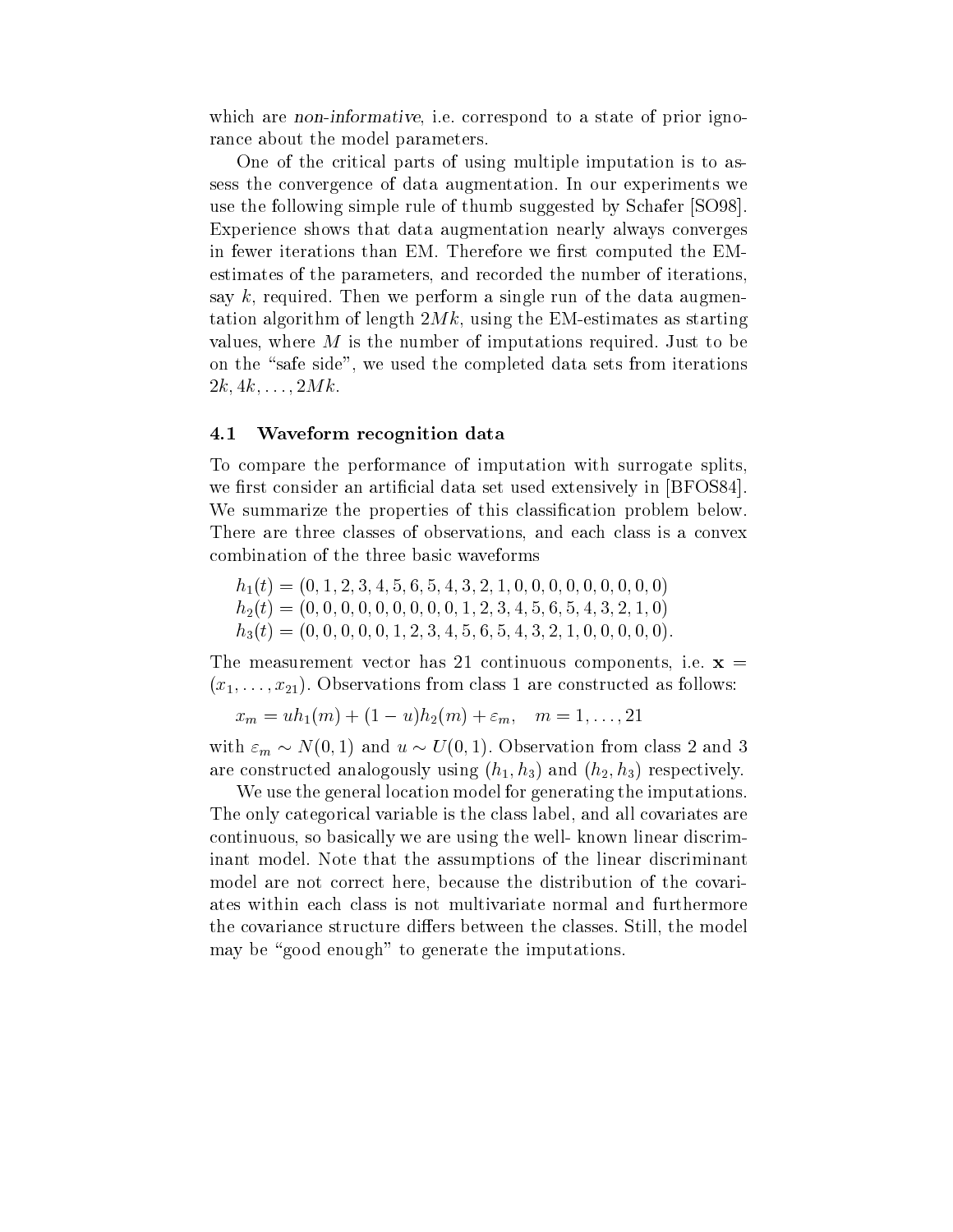which are *non-informative*, i.e. correspond to a state of prior ignorance about the model parameters.

One of the critical parts of using multiple imputation is to assess the convergence of data augmentation. In our experiments we use the following simple rule of thumb suggested by Schafer [SO98]. Experience shows that data augmentation nearly always converges in fewer iterations than EM. Therefore we first computed the EM-estimates of the parameters, and recorded the number of iterations, say $k$, required. Then we perform a single run of the data augmentation algorithm of length $2Mk$, using the EM-estimates as starting values, where $M$ is the number of imputations required. Just to be on the "safe side", we used the completed data sets from iterations $2k, 4k, \ldots, 2Mk$.

### 4.1 Waveform recognition data

To compare the performance of imputation with surrogate splits, we first consider an artificial data set used extensively in [BFOS84]. We summarize the properties of this classification problem below. There are three classes of observations, and each class is a convex combination of the three basic waveforms

$$
\begin{aligned}
h_1(t) &= (0, 1, 2, 3, 4, 5, 6, 5, 4, 3, 2, 1, 0, 0, 0, 0, 0, 0, 0, 0, 0) \\
h_2(t) &= (0, 0, 0, 0, 0, 0, 0, 0, 0, 1, 2, 3, 4, 5, 6, 5, 4, 3, 2, 1, 0) \\
h_3(t) &= (0, 0, 0, 0, 0, 1, 2, 3, 4, 5, 6, 5, 4, 3, 2, 1, 0, 0, 0, 0, 0).
\end{aligned}
$$

The measurement vector has 21 continuous components, i.e. $\mathbf{x} = (x_1, \ldots, x_{21})$. Observations from class 1 are constructed as follows:

$$
x_m = u h_1(m) + (1 - u) h_2(m) + \varepsilon_m, \quad m = 1, \ldots, 21
$$

with $\varepsilon_m \sim N(0, 1)$ and $u \sim U(0, 1)$. Observation from class 2 and 3 are constructed analogously using $(h_1, h_3)$ and $(h_2, h_3)$ respectively.

We use the general location model for generating the imputations. The only categorical variable is the class label, and all covariates are continuous, so basically we are using the well- known linear discriminant model. Note that the assumptions of the linear discriminant model are not correct here, because the distribution of the covariates within each class is not multivariate normal and furthermore the covariance structure differs between the classes. Still, the model may be "good enough" to generate the imputations.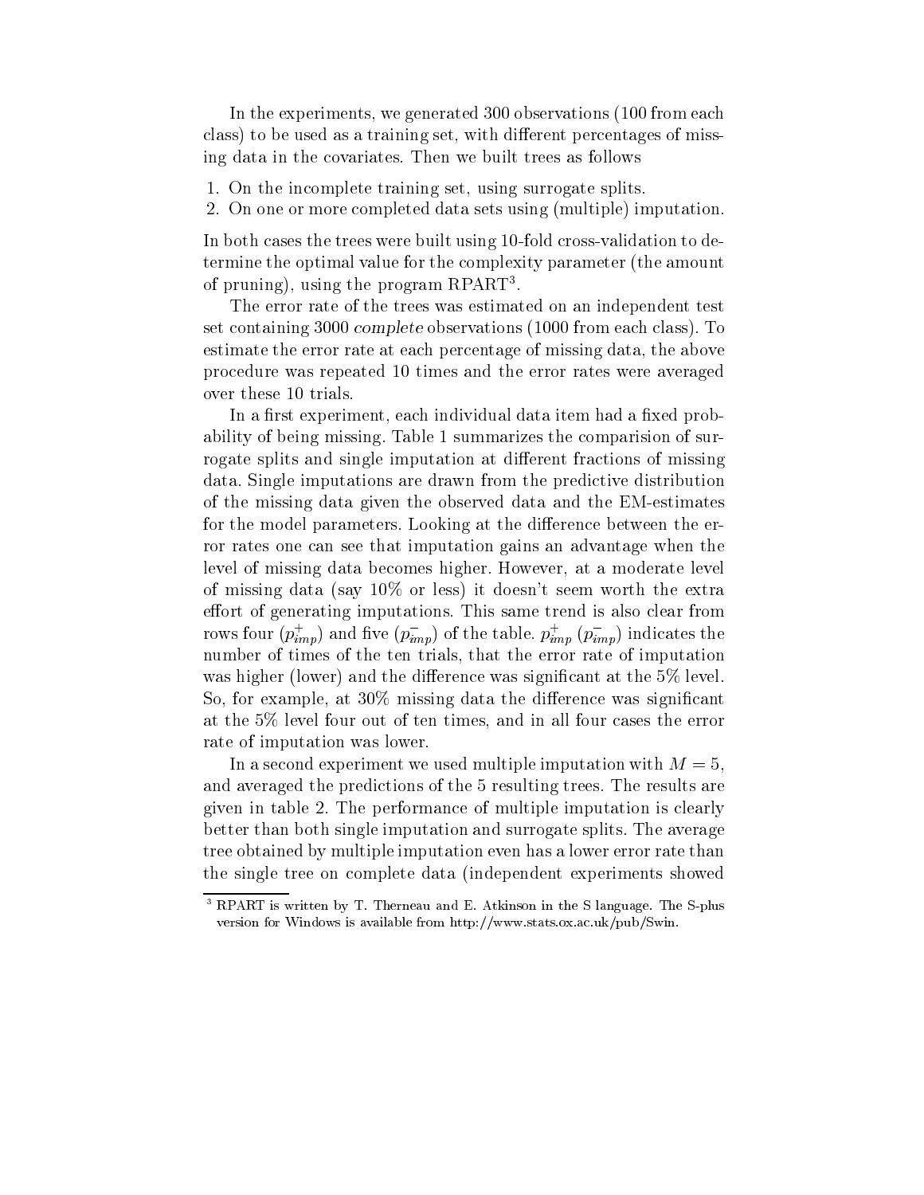In the experiments, we generated 300 observations (100 from each class) to be used as a training set, with different percentages of missing data in the covariates. Then we built trees as follows

1. On the incomplete training set, using surrogate splits.
2. On one or more completed data sets using (multiple) imputation.

In both cases the trees were built using 10-fold cross-validation to determine the optimal value for the complexity parameter (the amount of pruning), using the program RPART[3].

The error rate of the trees was estimated on an independent test set containing 3000 *complete* observations (1000 from each class). To estimate the error rate at each percentage of missing data, the above procedure was repeated 10 times and the error rates were averaged over these 10 trials.

In a first experiment, each individual data item had a fixed probability of being missing. Table 1 summarizes the comparision of surrogate splits and single imputation at different fractions of missing data. Single imputations are drawn from the predictive distribution of the missing data given the observed data and the EM-estimates for the model parameters. Looking at the difference between the error rates one can see that imputation gains an advantage when the level of missing data becomes higher. However, at a moderate level of missing data (say 10% or less) it doesn't seem worth the extra effort of generating imputations. This same trend is also clear from rows four ($p^{+}_{imp}$) and five ($p^{-}_{imp}$) of the table. $p^{+}_{imp}$ ($p^{-}_{imp}$) indicates the number of times of the ten trials, that the error rate of imputation was higher (lower) and the difference was significant at the 5% level. So, for example, at 30% missing data the difference was significant at the 5% level four out of ten times, and in all four cases the error rate of imputation was lower.

In a second experiment we used multiple imputation with $M = 5$, and averaged the predictions of the 5 resulting trees. The results are given in table 2. The performance of multiple imputation is clearly better than both single imputation and surrogate splits. The average tree obtained by multiple imputation even has a lower error rate than the single tree on complete data (independent experiments showed

[3] RPART is written by T. Therneau and E. Atkinson in the S language. The S-plus version for Windows is available from http://www.stats.ox.ac.uk/pub/Swin.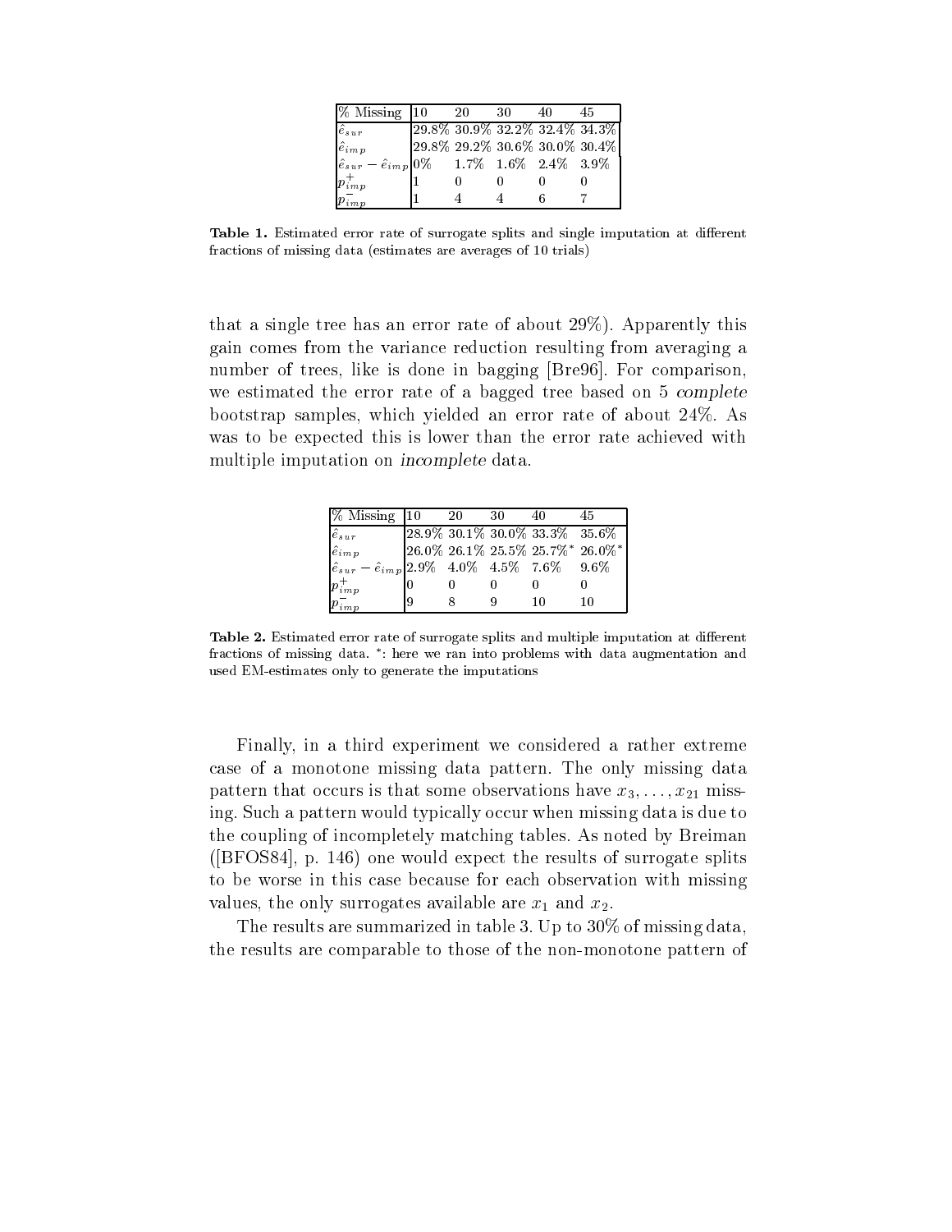| % Missing | 10 | 20 | 30 | 40 | 45 |
|---|---|---|---|---|---|
| $\hat{e}_{sur}$ | 29.8% | 30.9% | 32.2% | 32.4% | 34.3% |
| $\hat{e}_{imp}$ | 29.8% | 29.2% | 30.6% | 30.0% | 30.4% |
| $\hat{e}_{sur} - \hat{e}_{imp}$ | 0% | 1.7% | 1.6% | 2.4% | 3.9% |
| $p^{+}_{imp}$ | 1 | 0 | 0 | 0 | 0 |
| $p^{-}_{imp}$ | 1 | 4 | 4 | 6 | 7 |

**Table 1.** Estimated error rate of surrogate splits and single imputation at different fractions of missing data (estimates are averages of 10 trials)

that a single tree has an error rate of about 29%). Apparently this gain comes from the variance reduction resulting from averaging a number of trees, like is done in bagging [Bre96]. For comparison, we estimated the error rate of a bagged tree based on 5 *complete* bootstrap samples, which yielded an error rate of about 24%. As was to be expected this is lower than the error rate achieved with multiple imputation on *incomplete* data.

| % Missing | 10 | 20 | 30 | 40 | 45 |
|---|---|---|---|---|---|
| $\hat{e}_{sur}$ | 28.9% | 30.1% | 30.0% | 33.3% | 35.6% |
| $\hat{e}_{imp}$ | 26.0% | 26.1% | 25.5% | 25.7%* | 26.0%* |
| $\hat{e}_{sur} - \hat{e}_{imp}$ | 2.9% | 4.0% | 4.5% | 7.6% | 9.6% |
| $p^{+}_{imp}$ | 0 | 0 | 0 | 0 | 0 |
| $p^{-}_{imp}$ | 9 | 8 | 9 | 10 | 10 |

**Table 2.** Estimated error rate of surrogate splits and multiple imputation at different fractions of missing data. *: here we ran into problems with data augmentation and used EM-estimates only to generate the imputations

Finally, in a third experiment we considered a rather extreme case of a monotone missing data pattern. The only missing data pattern that occurs is that some observations have $x_3, \ldots, x_{21}$ missing. Such a pattern would typically occur when missing data is due to the coupling of incompletely matching tables. As noted by Breiman ([BFOS84], p. 146) one would expect the results of surrogate splits to be worse in this case because for each observation with missing values, the only surrogates available are $x_1$ and $x_2$.

The results are summarized in table 3. Up to 30% of missing data, the results are comparable to those of the non-monotone pattern of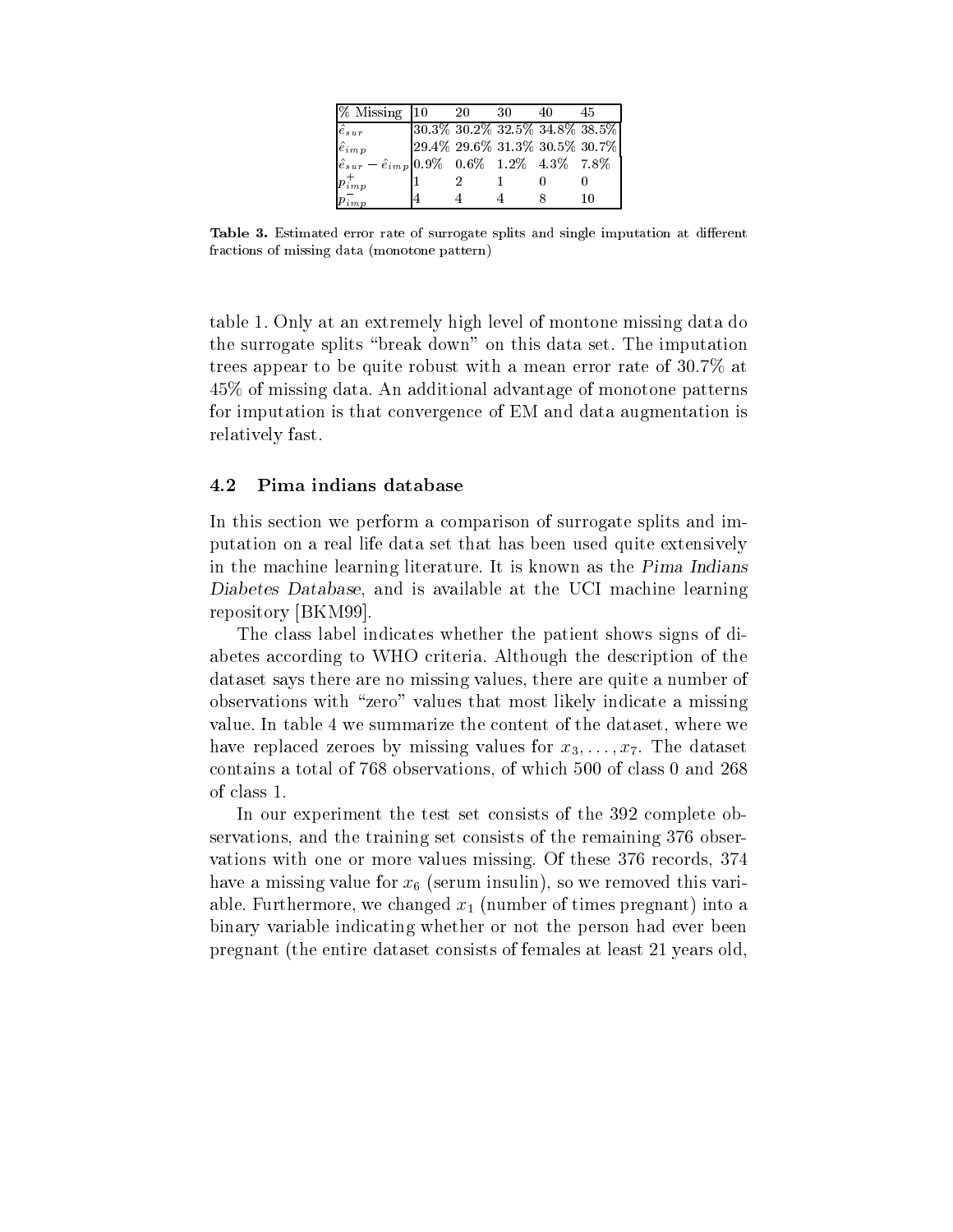| % Missing | 10 | 20 | 30 | 40 | 45 |
|---|---|---|---|---|---|
| $\hat{e}_{sur}$ | 30.3% | 30.2% | 32.5% | 34.8% | 38.5% |
| $\hat{e}_{imp}$ | 29.4% | 29.6% | 31.3% | 30.5% | 30.7% |
| $\hat{e}_{sur} - \hat{e}_{imp}$ | 0.9% | 0.6% | 1.2% | 4.3% | 7.8% |
| $p^{+}_{imp}$ | 1 | 2 | 1 | 0 | 0 |
| $p^{-}_{imp}$ | 4 | 4 | 4 | 8 | 10 |

**Table 3.** Estimated error rate of surrogate splits and single imputation at different fractions of missing data (monotone pattern)

table 1. Only at an extremely high level of montone missing data do the surrogate splits "break down" on this data set. The imputation trees appear to be quite robust with a mean error rate of 30.7% at 45% of missing data. An additional advantage of monotone patterns for imputation is that convergence of EM and data augmentation is relatively fast.

### 4.2 Pima indians database

In this section we perform a comparison of surrogate splits and imputation on a real life data set that has been used quite extensively in the machine learning literature. It is known as the *Pima Indians Diabetes Database*, and is available at the UCI machine learning repository [BKM99].

The class label indicates whether the patient shows signs of diabetes according to WHO criteria. Although the description of the dataset says there are no missing values, there are quite a number of observations with "zero" values that most likely indicate a missing value. In table 4 we summarize the content of the dataset, where we have replaced zeroes by missing values for $x_3, \ldots, x_7$. The dataset contains a total of 768 observations, of which 500 of class 0 and 268 of class 1.

In our experiment the test set consists of the 392 complete observations, and the training set consists of the remaining 376 observations with one or more values missing. Of these 376 records, 374 have a missing value for $x_6$ (serum insulin), so we removed this variable. Furthermore, we changed $x_1$ (number of times pregnant) into a binary variable indicating whether or not the person had ever been pregnant (the entire dataset consists of females at least 21 years old,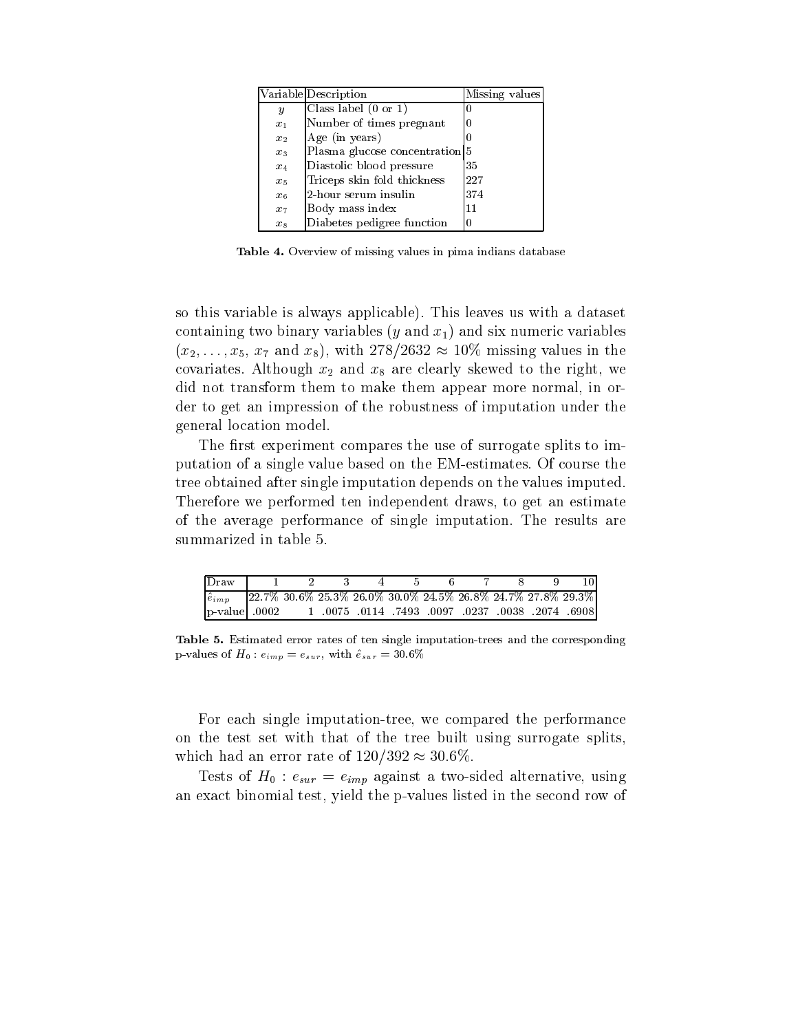| Variable | Description | Missing values |
|---|---|---|
| $y$ | Class label (0 or 1) | 0 |
| $x_1$ | Number of times pregnant | 0 |
| $x_2$ | Age (in years) | 0 |
| $x_3$ | Plasma glucose concentration | 5 |
| $x_4$ | Diastolic blood pressure | 35 |
| $x_5$ | Triceps skin fold thickness | 227 |
| $x_6$ | 2-hour serum insulin | 374 |
| $x_7$ | Body mass index | 11 |
| $x_8$ | Diabetes pedigree function | 0 |

**Table 4.** Overview of missing values in pima indians database

so this variable is always applicable). This leaves us with a dataset containing two binary variables ($y$ and $x_1$) and six numeric variables ($x_2, \ldots, x_5$, $x_7$ and $x_8$), with $278/2632 \approx 10\%$ missing values in the covariates. Although $x_2$ and $x_8$ are clearly skewed to the right, we did not transform them to make them appear more normal, in order to get an impression of the robustness of imputation under the general location model.

The first experiment compares the use of surrogate splits to imputation of a single value based on the EM-estimates. Of course the tree obtained after single imputation depends on the values imputed. Therefore we performed ten independent draws, to get an estimate of the average performance of single imputation. The results are summarized in table 5.

| Draw | 1 | 2 | 3 | 4 | 5 | 6 | 7 | 8 | 9 | 10 |
|---|---|---|---|---|---|---|---|---|---|---|
| $\hat{e}_{imp}$ | 22.7% | 30.6% | 25.3% | 26.0% | 30.0% | 24.5% | 26.8% | 24.7% | 27.8% | 29.3% |
| p-value | .0002 | 1 | .0075 | .0114 | .7493 | .0097 | .0237 | .0038 | .2074 | .6908 |

**Table 5.** Estimated error rates of ten single imputation-trees and the corresponding p-values of $H_0 : e_{imp} = e_{sur}$, with $\hat{e}_{sur} = 30.6\%$

For each single imputation-tree, we compared the performance on the test set with that of the tree built using surrogate splits, which had an error rate of $120/392 \approx 30.6\%$.

Tests of $H_0 : e_{sur} = e_{imp}$ against a two-sided alternative, using an exact binomial test, yield the p-values listed in the second row of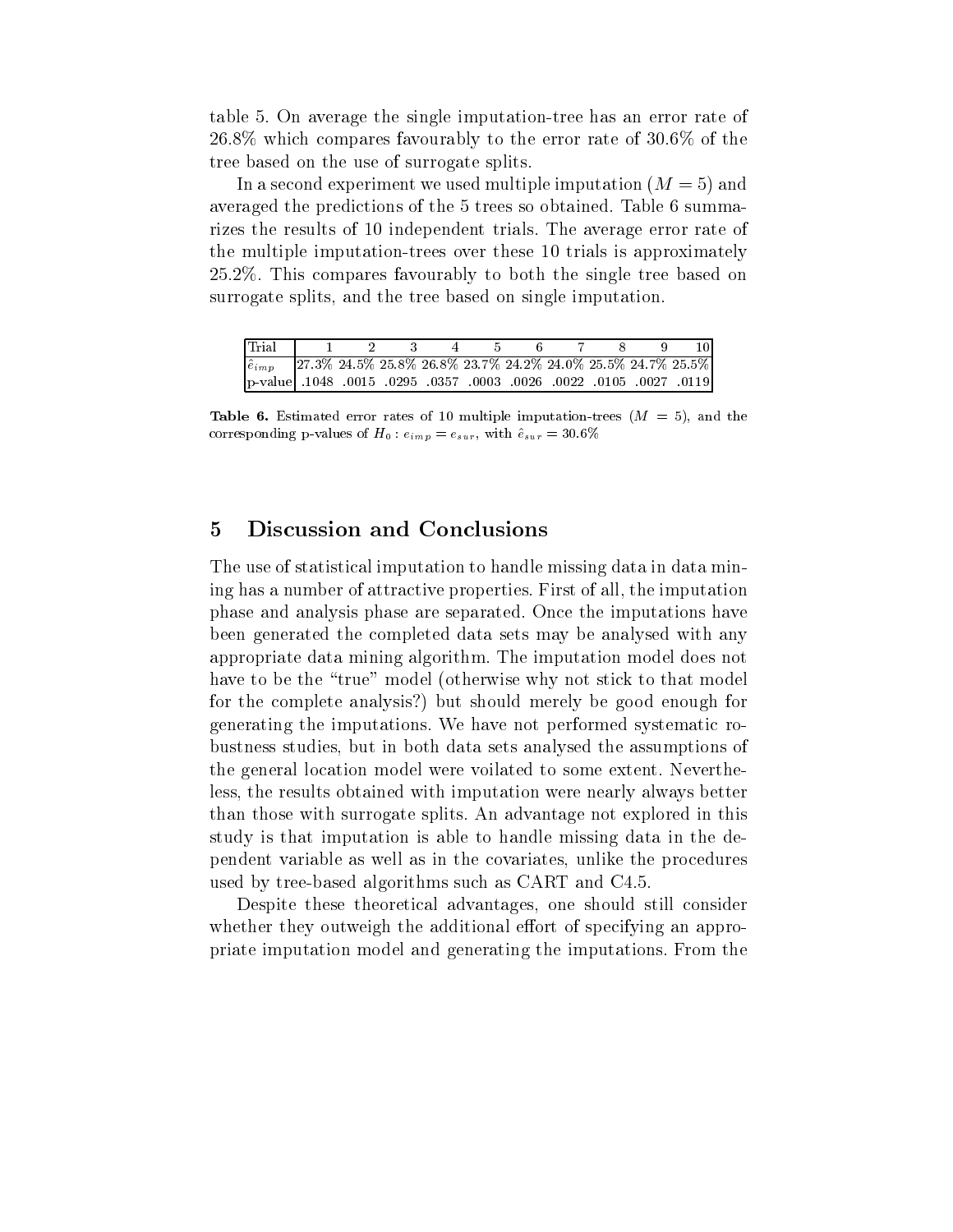table 5. On average the single imputation-tree has an error rate of 26.8% which compares favourably to the error rate of 30.6% of the tree based on the use of surrogate splits.

In a second experiment we used multiple imputation ($M = 5$) and averaged the predictions of the 5 trees so obtained. Table 6 summarizes the results of 10 independent trials. The average error rate of the multiple imputation-trees over these 10 trials is approximately 25.2%. This compares favourably to both the single tree based on surrogate splits, and the tree based on single imputation.

| Trial | 1 | 2 | 3 | 4 | 5 | 6 | 7 | 8 | 9 | 10 |
|---|---|---|---|---|---|---|---|---|---|---|
| $\hat{e}_{imp}$ | 27.3% | 24.5% | 25.8% | 26.8% | 23.7% | 24.2% | 24.0% | 25.5% | 24.7% | 25.5% |
| p-value | .1048 | .0015 | .0295 | .0357 | .0003 | .0026 | .0022 | .0105 | .0027 | .0119 |

**Table 6.** Estimated error rates of 10 multiple imputation-trees ($M = 5$), and the corresponding p-values of $H_0 : e_{imp} = e_{sur}$, with $\hat{e}_{sur} = 30.6\%$

## 5 Discussion and Conclusions

The use of statistical imputation to handle missing data in data mining has a number of attractive properties. First of all, the imputation phase and analysis phase are separated. Once the imputations have been generated the completed data sets may be analysed with any appropriate data mining algorithm. The imputation model does not have to be the "true" model (otherwise why not stick to that model for the complete analysis?) but should merely be good enough for generating the imputations. We have not performed systematic robustness studies, but in both data sets analysed the assumptions of the general location model were voilated to some extent. Nevertheless, the results obtained with imputation were nearly always better than those with surrogate splits. An advantage not explored in this study is that imputation is able to handle missing data in the dependent variable as well as in the covariates, unlike the procedures used by tree-based algorithms such as CART and C4.5.

Despite these theoretical advantages, one should still consider whether they outweigh the additional effort of specifying an appropriate imputation model and generating the imputations. From the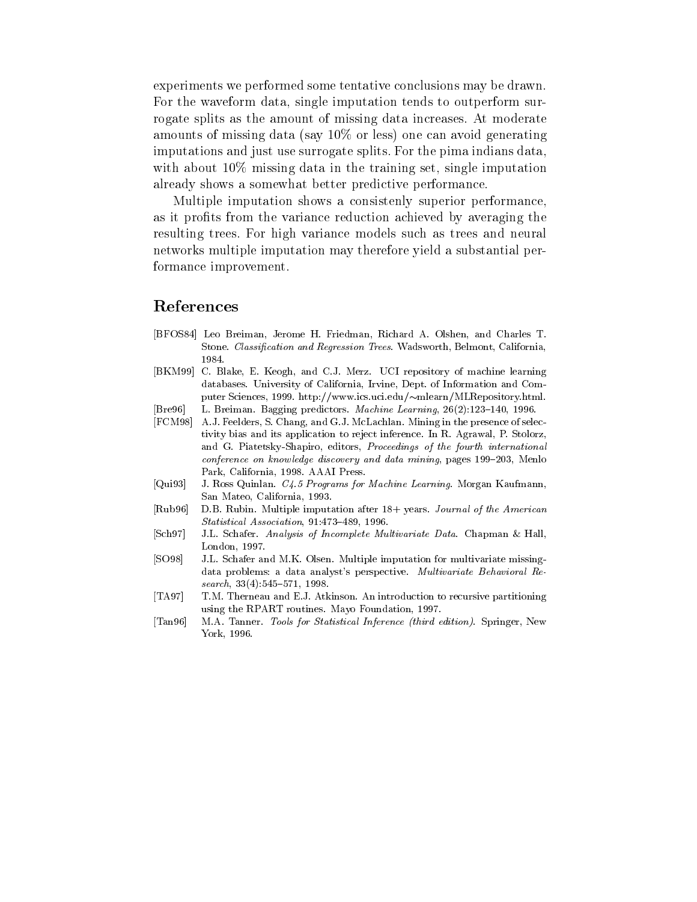experiments we performed some tentative conclusions may be drawn. For the waveform data, single imputation tends to outperform surrogate splits as the amount of missing data increases. At moderate amounts of missing data (say 10% or less) one can avoid generating imputations and just use surrogate splits. For the pima indians data, with about 10% missing data in the training set, single imputation already shows a somewhat better predictive performance.

Multiple imputation shows a consistenly superior performance, as it profits from the variance reduction achieved by averaging the resulting trees. For high variance models such as trees and neural networks multiple imputation may therefore yield a substantial performance improvement.

## References

[BFOS84] Leo Breiman, Jerome H. Friedman, Richard A. Olshen, and Charles T. Stone. *Classification and Regression Trees*. Wadsworth, Belmont, California, 1984.

[BKM99] C. Blake, E. Keogh, and C.J. Merz. UCI repository of machine learning databases. University of California, Irvine, Dept. of Information and Computer Sciences, 1999. http://www.ics.uci.edu/~mlearn/MLRepository.html.

[Bre96] L. Breiman. Bagging predictors. *Machine Learning*, 26(2):123–140, 1996.

[FCM98] A.J. Feelders, S. Chang, and G.J. McLachlan. Mining in the presence of selectivity bias and its application to reject inference. In R. Agrawal, P. Stolorz, and G. Piatetsky-Shapiro, editors, *Proceedings of the fourth international conference on knowledge discovery and data mining*, pages 199–203, Menlo Park, California, 1998. AAAI Press.

[Qui93] J. Ross Quinlan. *C4.5 Programs for Machine Learning*. Morgan Kaufmann, San Mateo, California, 1993.

[Rub96] D.B. Rubin. Multiple imputation after 18+ years. *Journal of the American Statistical Association*, 91:473–489, 1996.

[Sch97] J.L. Schafer. *Analysis of Incomplete Multivariate Data*. Chapman & Hall, London, 1997.

[SO98] J.L. Schafer and M.K. Olsen. Multiple imputation for multivariate missing-data problems: a data analyst's perspective. *Multivariate Behavioral Research*, 33(4):545–571, 1998.

[TA97] T.M. Therneau and E.J. Atkinson. An introduction to recursive partitioning using the RPART routines. Mayo Foundation, 1997.

[Tan96] M.A. Tanner. *Tools for Statistical Inference (third edition)*. Springer, New York, 1996.